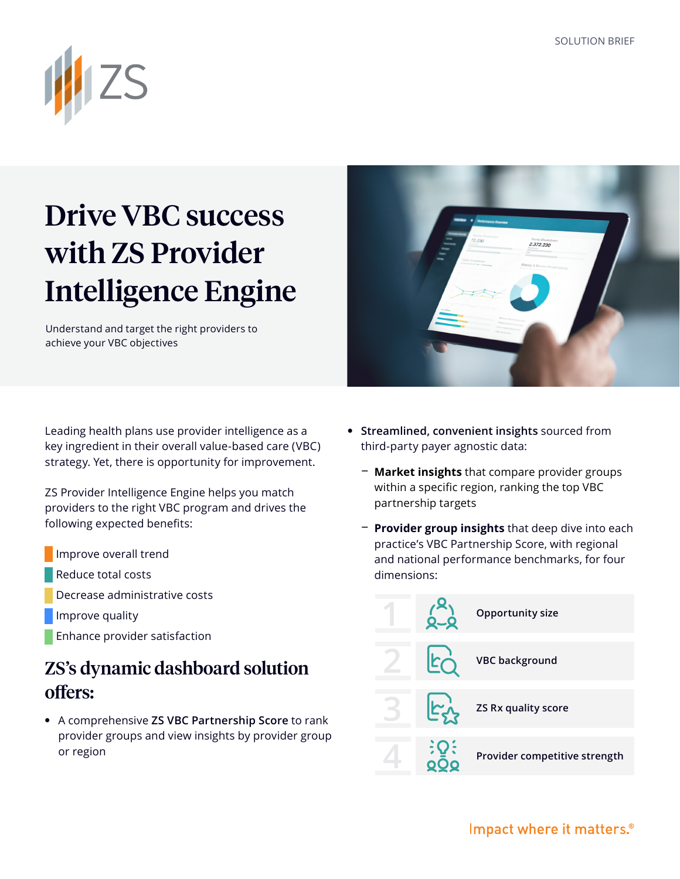SOLUTION BRIEF

# Drive VBC success with ZS Provider Intelligence Engine

Understand and target the right providers to achieve your VBC objectives

Leading health plans use provider intelligence as a key ingredient in their overall value-based care (VBC) strategy. Yet, there is opportunity for improvement.

ZS Provider Intelligence Engine helps you match providers to the right VBC program and drives the following expected benefits:

- Improve overall trend
- Reduce total costs
- Decrease administrative costs
- Improve quality
- Enhance provider satisfaction

## ZS's dynamic dashboard solution offers:

- A comprehensive **ZS VBC Partnership Score** to rank provider groups and view insights by provider group or region
- **Streamlined, convenient insights** sourced from third-party payer agnostic data:
  - **Market insights** that compare provider groups within a specific region, ranking the top VBC partnership targets
  - **Provider group insights** that deep dive into each practice's VBC Partnership Score, with regional and national performance benchmarks, for four dimensions:

1. **Opportunity size**
2. **VBC background**
3. **ZS Rx quality score**
4. **Provider competitive strength**

Impact where it matters.®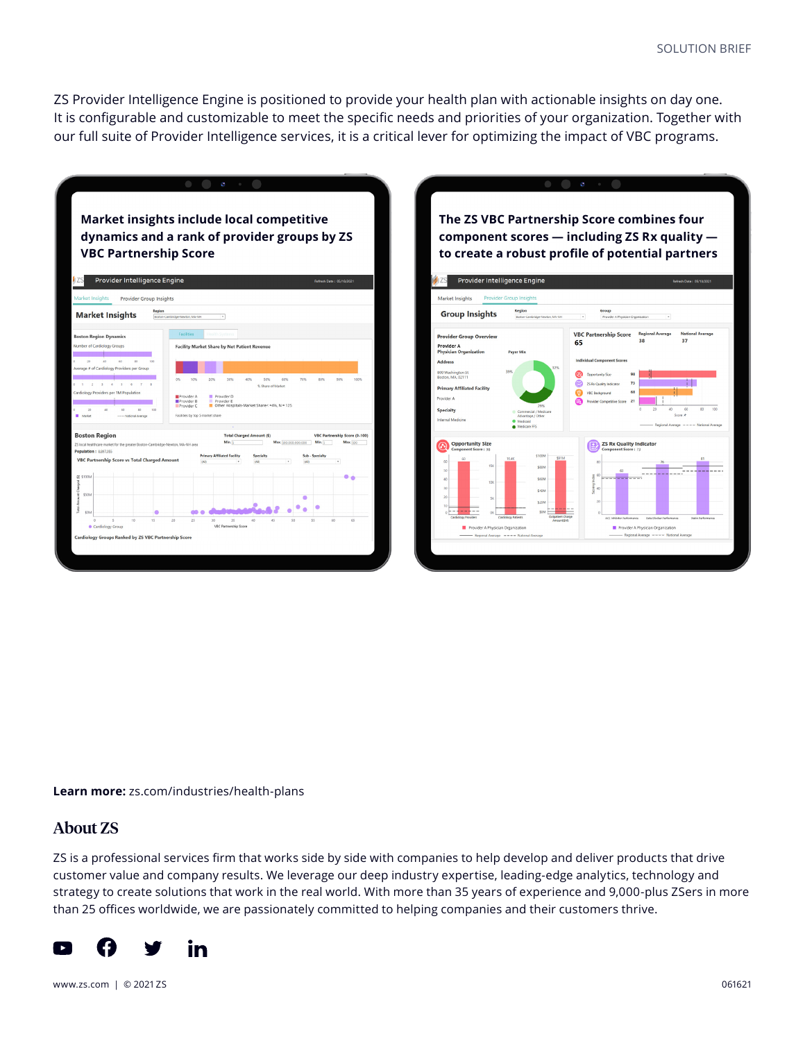ZS Provider Intelligence Engine is positioned to provide your health plan with actionable insights on day one. It is configurable and customizable to meet the specific needs and priorities of your organization. Together with our full suite of Provider Intelligence services, it is a critical lever for optimizing the impact of VBC programs.

**Market insights include local competitive dynamics and a rank of provider groups by ZS VBC Partnership Score**

**The ZS VBC Partnership Score combines four component scores — including ZS Rx quality — to create a robust profile of potential partners**

**Learn more:** zs.com/industries/health-plans

## About ZS

ZS is a professional services firm that works side by side with companies to help develop and deliver products that drive customer value and company results. We leverage our deep industry expertise, leading-edge analytics, technology and strategy to create solutions that work in the real world. With more than 35 years of experience and 9,000-plus ZSers in more than 25 offices worldwide, we are passionately committed to helping companies and their customers thrive.

www.zs.com | © 2021 ZS

061621